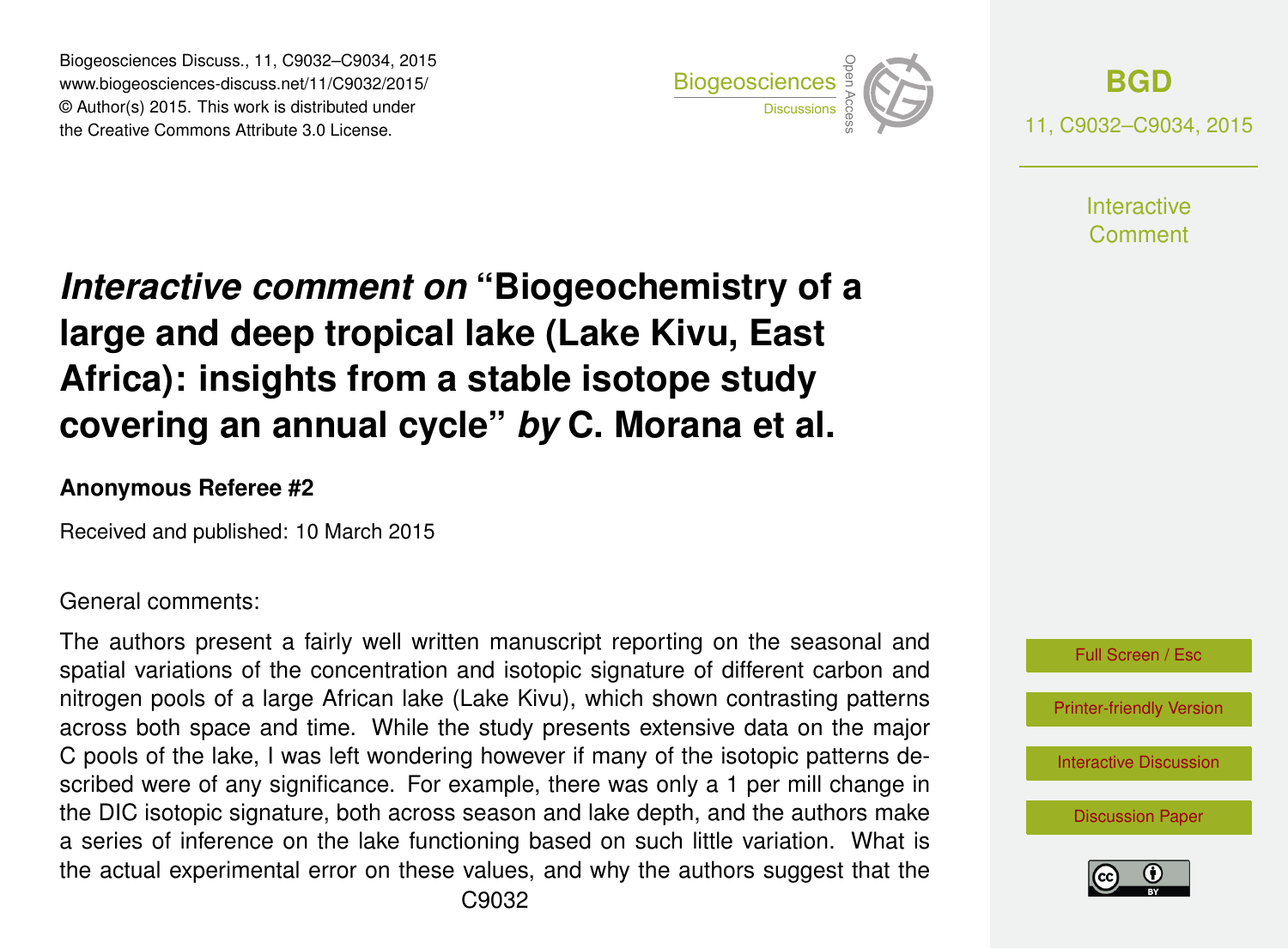# *Interactive comment on* "Biogeochemistry of a large and deep tropical lake (Lake Kivu, East Africa): insights from a stable isotope study covering an annual cycle" *by* C. Morana et al.

**Anonymous Referee #2**

Received and published: 10 March 2015

General comments:

The authors present a fairly well written manuscript reporting on the seasonal and spatial variations of the concentration and isotopic signature of different carbon and nitrogen pools of a large African lake (Lake Kivu), which shown contrasting patterns across both space and time. While the study presents extensive data on the major C pools of the lake, I was left wondering however if many of the isotopic patterns described were of any significance. For example, there was only a 1 per mill change in the DIC isotopic signature, both across season and lake depth, and the authors make a series of inference on the lake functioning based on such little variation. What is the actual experimental error on these values, and why the authors suggest that the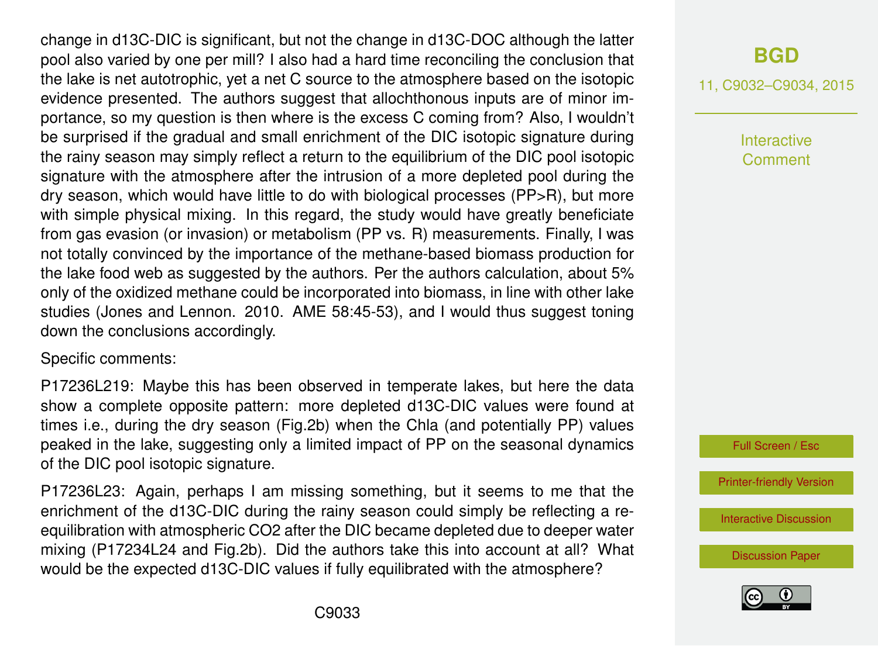change in d13C-DIC is significant, but not the change in d13C-DOC although the latter pool also varied by one per mill? I also had a hard time reconciling the conclusion that the lake is net autotrophic, yet a net C source to the atmosphere based on the isotopic evidence presented. The authors suggest that allochthonous inputs are of minor importance, so my question is then where is the excess C coming from? Also, I wouldn't be surprised if the gradual and small enrichment of the DIC isotopic signature during the rainy season may simply reflect a return to the equilibrium of the DIC pool isotopic signature with the atmosphere after the intrusion of a more depleted pool during the dry season, which would have little to do with biological processes (PP>R), but more with simple physical mixing. In this regard, the study would have greatly beneficiate from gas evasion (or invasion) or metabolism (PP vs. R) measurements. Finally, I was not totally convinced by the importance of the methane-based biomass production for the lake food web as suggested by the authors. Per the authors calculation, about 5% only of the oxidized methane could be incorporated into biomass, in line with other lake studies (Jones and Lennon. 2010. AME 58:45-53), and I would thus suggest toning down the conclusions accordingly.

Specific comments:

P17236L219: Maybe this has been observed in temperate lakes, but here the data show a complete opposite pattern: more depleted d13C-DIC values were found at times i.e., during the dry season (Fig.2b) when the Chla (and potentially PP) values peaked in the lake, suggesting only a limited impact of PP on the seasonal dynamics of the DIC pool isotopic signature.

P17236L23: Again, perhaps I am missing something, but it seems to me that the enrichment of the d13C-DIC during the rainy season could simply be reflecting a re-equilibration with atmospheric CO2 after the DIC became depleted due to deeper water mixing (P17234L24 and Fig.2b). Did the authors take this into account at all? What would be the expected d13C-DIC values if fully equilibrated with the atmosphere?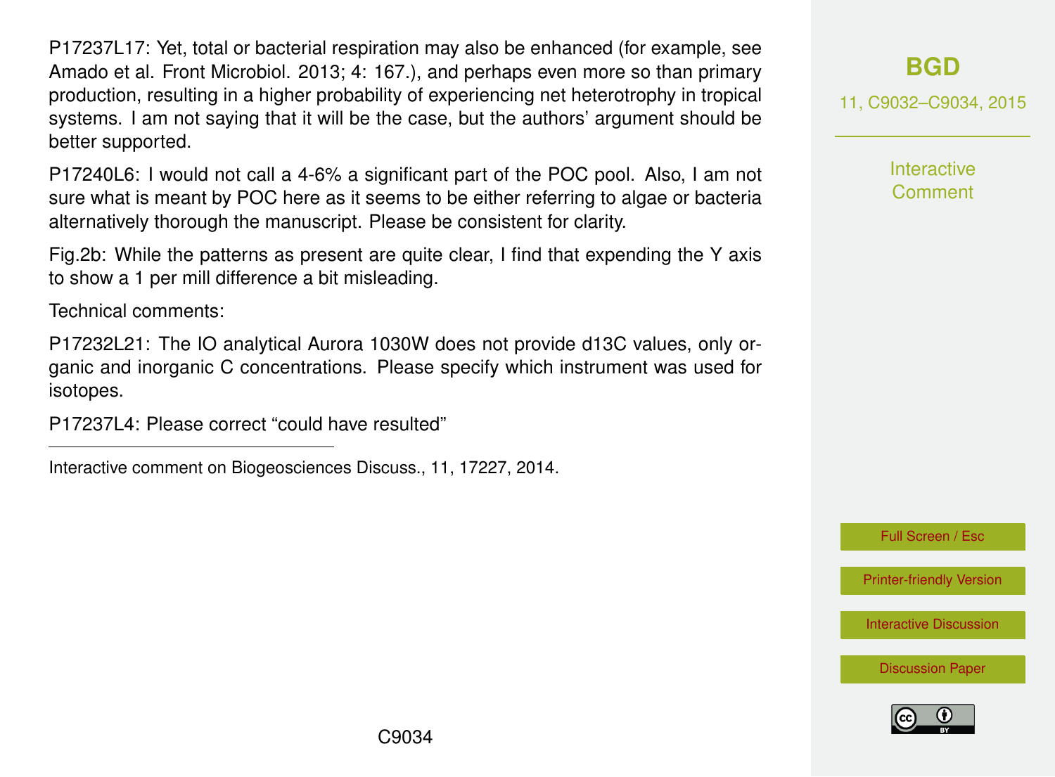P17237L17: Yet, total or bacterial respiration may also be enhanced (for example, see Amado et al. Front Microbiol. 2013; 4: 167.), and perhaps even more so than primary production, resulting in a higher probability of experiencing net heterotrophy in tropical systems. I am not saying that it will be the case, but the authors' argument should be better supported.

P17240L6: I would not call a 4-6% a significant part of the POC pool. Also, I am not sure what is meant by POC here as it seems to be either referring to algae or bacteria alternatively thorough the manuscript. Please be consistent for clarity.

Fig.2b: While the patterns as present are quite clear, I find that expending the Y axis to show a 1 per mill difference a bit misleading.

Technical comments:

P17232L21: The IO analytical Aurora 1030W does not provide d13C values, only organic and inorganic C concentrations. Please specify which instrument was used for isotopes.

P17237L4: Please correct "could have resulted"

---

Interactive comment on Biogeosciences Discuss., 11, 17227, 2014.